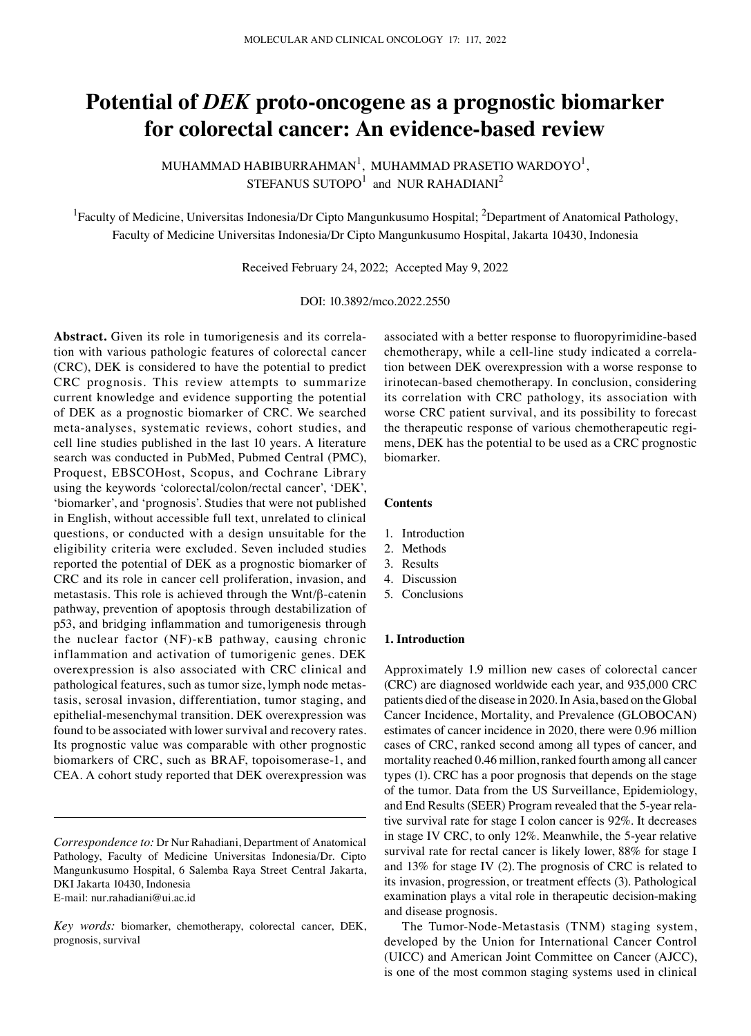# Potential of *DEK* proto-oncogene as a prognostic biomarker for colorectal cancer: An evidence-based review

MUHAMMAD HABIBURRAHMAN[1], MUHAMMAD PRASETIO WARDOYO[1], STEFANUS SUTOPO[1] and NUR RAHADIANI[2]

[1]Faculty of Medicine, Universitas Indonesia/Dr Cipto Mangunkusumo Hospital; [2]Department of Anatomical Pathology, Faculty of Medicine Universitas Indonesia/Dr Cipto Mangunkusumo Hospital, Jakarta 10430, Indonesia

Received February 24, 2022; Accepted May 9, 2022

DOI: 10.3892/mco.2022.2550

**Abstract.** Given its role in tumorigenesis and its correlation with various pathologic features of colorectal cancer (CRC), DEK is considered to have the potential to predict CRC prognosis. This review attempts to summarize current knowledge and evidence supporting the potential of DEK as a prognostic biomarker of CRC. We searched meta-analyses, systematic reviews, cohort studies, and cell line studies published in the last 10 years. A literature search was conducted in PubMed, Pubmed Central (PMC), Proquest, EBSCOHost, Scopus, and Cochrane Library using the keywords 'colorectal/colon/rectal cancer', 'DEK', 'biomarker', and 'prognosis'. Studies that were not published in English, without accessible full text, unrelated to clinical questions, or conducted with a design unsuitable for the eligibility criteria were excluded. Seven included studies reported the potential of DEK as a prognostic biomarker of CRC and its role in cancer cell proliferation, invasion, and metastasis. This role is achieved through the Wnt/β-catenin pathway, prevention of apoptosis through destabilization of p53, and bridging inflammation and tumorigenesis through the nuclear factor (NF)-κB pathway, causing chronic inflammation and activation of tumorigenic genes. DEK overexpression is also associated with CRC clinical and pathological features, such as tumor size, lymph node metastasis, serosal invasion, differentiation, tumor staging, and epithelial-mesenchymal transition. DEK overexpression was found to be associated with lower survival and recovery rates. Its prognostic value was comparable with other prognostic biomarkers of CRC, such as BRAF, topoisomerase-1, and CEA. A cohort study reported that DEK overexpression was associated with a better response to fluoropyrimidine-based chemotherapy, while a cell-line study indicated a correlation between DEK overexpression with a worse response to irinotecan-based chemotherapy. In conclusion, considering its correlation with CRC pathology, its association with worse CRC patient survival, and its possibility to forecast the therapeutic response of various chemotherapeutic regimens, DEK has the potential to be used as a CRC prognostic biomarker.

*Correspondence to:* Dr Nur Rahadiani, Department of Anatomical Pathology, Faculty of Medicine Universitas Indonesia/Dr. Cipto Mangunkusumo Hospital, 6 Salemba Raya Street Central Jakarta, DKI Jakarta 10430, Indonesia
E-mail: nur.rahadiani@ui.ac.id

*Key words:* biomarker, chemotherapy, colorectal cancer, DEK, prognosis, survival

**Contents**

1. Introduction
2. Methods
3. Results
4. Discussion
5. Conclusions

## 1. Introduction

Approximately 1.9 million new cases of colorectal cancer (CRC) are diagnosed worldwide each year, and 935,000 CRC patients died of the disease in 2020. In Asia, based on the Global Cancer Incidence, Mortality, and Prevalence (GLOBOCAN) estimates of cancer incidence in 2020, there were 0.96 million cases of CRC, ranked second among all types of cancer, and mortality reached 0.46 million, ranked fourth among all cancer types (1). CRC has a poor prognosis that depends on the stage of the tumor. Data from the US Surveillance, Epidemiology, and End Results (SEER) Program revealed that the 5-year relative survival rate for stage I colon cancer is 92%. It decreases in stage IV CRC, to only 12%. Meanwhile, the 5-year relative survival rate for rectal cancer is likely lower, 88% for stage I and 13% for stage IV (2). The prognosis of CRC is related to its invasion, progression, or treatment effects (3). Pathological examination plays a vital role in therapeutic decision-making and disease prognosis.

The Tumor-Node-Metastasis (TNM) staging system, developed by the Union for International Cancer Control (UICC) and American Joint Committee on Cancer (AJCC), is one of the most common staging systems used in clinical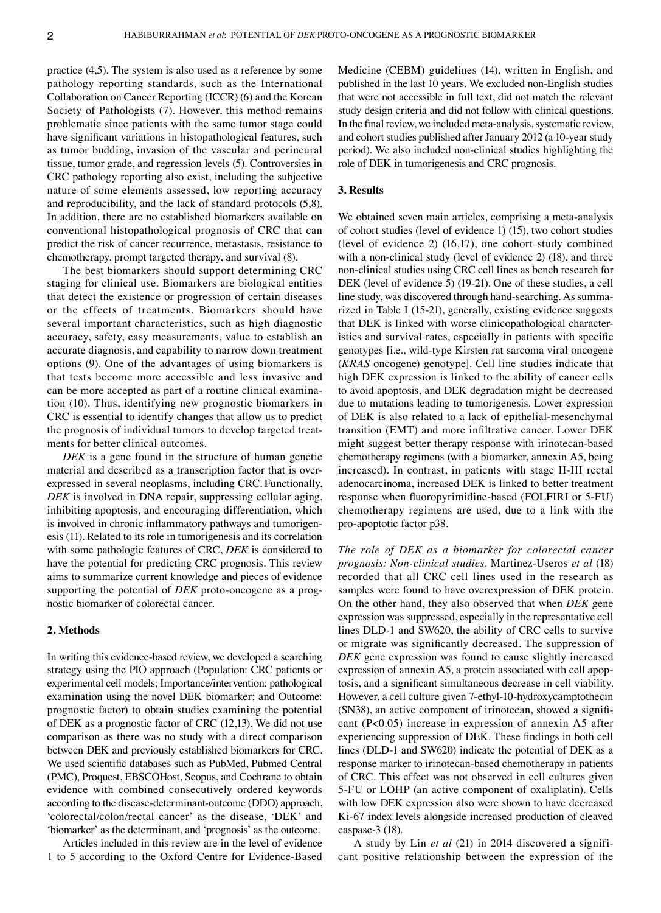practice (4,5). The system is also used as a reference by some pathology reporting standards, such as the International Collaboration on Cancer Reporting (ICCR) (6) and the Korean Society of Pathologists (7). However, this method remains problematic since patients with the same tumor stage could have significant variations in histopathological features, such as tumor budding, invasion of the vascular and perineural tissue, tumor grade, and regression levels (5). Controversies in CRC pathology reporting also exist, including the subjective nature of some elements assessed, low reporting accuracy and reproducibility, and the lack of standard protocols (5,8). In addition, there are no established biomarkers available on conventional histopathological prognosis of CRC that can predict the risk of cancer recurrence, metastasis, resistance to chemotherapy, prompt targeted therapy, and survival (8).

The best biomarkers should support determining CRC staging for clinical use. Biomarkers are biological entities that detect the existence or progression of certain diseases or the effects of treatments. Biomarkers should have several important characteristics, such as high diagnostic accuracy, safety, easy measurements, value to establish an accurate diagnosis, and capability to narrow down treatment options (9). One of the advantages of using biomarkers is that tests become more accessible and less invasive and can be more accepted as part of a routine clinical examination (10). Thus, identifying new prognostic biomarkers in CRC is essential to identify changes that allow us to predict the prognosis of individual tumors to develop targeted treatments for better clinical outcomes.

*DEK* is a gene found in the structure of human genetic material and described as a transcription factor that is overexpressed in several neoplasms, including CRC. Functionally, *DEK* is involved in DNA repair, suppressing cellular aging, inhibiting apoptosis, and encouraging differentiation, which is involved in chronic inflammatory pathways and tumorigenesis (11). Related to its role in tumorigenesis and its correlation with some pathologic features of CRC, *DEK* is considered to have the potential for predicting CRC prognosis. This review aims to summarize current knowledge and pieces of evidence supporting the potential of *DEK* proto-oncogene as a prognostic biomarker of colorectal cancer.

## 2. Methods

In writing this evidence-based review, we developed a searching strategy using the PIO approach (Population: CRC patients or experimental cell models; Importance/intervention: pathological examination using the novel DEK biomarker; and Outcome: prognostic factor) to obtain studies examining the potential of DEK as a prognostic factor of CRC (12,13). We did not use comparison as there was no study with a direct comparison between DEK and previously established biomarkers for CRC. We used scientific databases such as PubMed, Pubmed Central (PMC), Proquest, EBSCOHost, Scopus, and Cochrane to obtain evidence with combined consecutively ordered keywords according to the disease-determinant-outcome (DDO) approach, 'colorectal/colon/rectal cancer' as the disease, 'DEK' and 'biomarker' as the determinant, and 'prognosis' as the outcome.

Articles included in this review are in the level of evidence 1 to 5 according to the Oxford Centre for Evidence-Based Medicine (CEBM) guidelines (14), written in English, and published in the last 10 years. We excluded non-English studies that were not accessible in full text, did not match the relevant study design criteria and did not follow with clinical questions. In the final review, we included meta-analysis, systematic review, and cohort studies published after January 2012 (a 10-year study period). We also included non-clinical studies highlighting the role of DEK in tumorigenesis and CRC prognosis.

## 3. Results

We obtained seven main articles, comprising a meta-analysis of cohort studies (level of evidence 1) (15), two cohort studies (level of evidence 2) (16,17), one cohort study combined with a non-clinical study (level of evidence 2) (18), and three non-clinical studies using CRC cell lines as bench research for DEK (level of evidence 5) (19-21). One of these studies, a cell line study, was discovered through hand-searching. As summarized in Table I (15-21), generally, existing evidence suggests that DEK is linked with worse clinicopathological characteristics and survival rates, especially in patients with specific genotypes [i.e., wild-type Kirsten rat sarcoma viral oncogene (*KRAS* oncogene) genotype]. Cell line studies indicate that high DEK expression is linked to the ability of cancer cells to avoid apoptosis, and DEK degradation might be decreased due to mutations leading to tumorigenesis. Lower expression of DEK is also related to a lack of epithelial-mesenchymal transition (EMT) and more infiltrative cancer. Lower DEK might suggest better therapy response with irinotecan-based chemotherapy regimens (with a biomarker, annexin A5, being increased). In contrast, in patients with stage II-III rectal adenocarcinoma, increased DEK is linked to better treatment response when fluoropyrimidine-based (FOLFIRI or 5-FU) chemotherapy regimens are used, due to a link with the pro-apoptotic factor p38.

*The role of DEK as a biomarker for colorectal cancer prognosis: Non-clinical studies.* Martinez-Useros *et al* (18) recorded that all CRC cell lines used in the research as samples were found to have overexpression of DEK protein. On the other hand, they also observed that when *DEK* gene expression was suppressed, especially in the representative cell lines DLD-1 and SW620, the ability of CRC cells to survive or migrate was significantly decreased. The suppression of *DEK* gene expression was found to cause slightly increased expression of annexin A5, a protein associated with cell apoptosis, and a significant simultaneous decrease in cell viability. However, a cell culture given 7-ethyl-10-hydroxycamptothecin (SN38), an active component of irinotecan, showed a significant ($P<0.05$) increase in expression of annexin A5 after experiencing suppression of DEK. These findings in both cell lines (DLD-1 and SW620) indicate the potential of DEK as a response marker to irinotecan-based chemotherapy in patients of CRC. This effect was not observed in cell cultures given 5-FU or LOHP (an active component of oxaliplatin). Cells with low DEK expression also were shown to have decreased Ki-67 index levels alongside increased production of cleaved caspase-3 (18).

A study by Lin *et al* (21) in 2014 discovered a significant positive relationship between the expression of the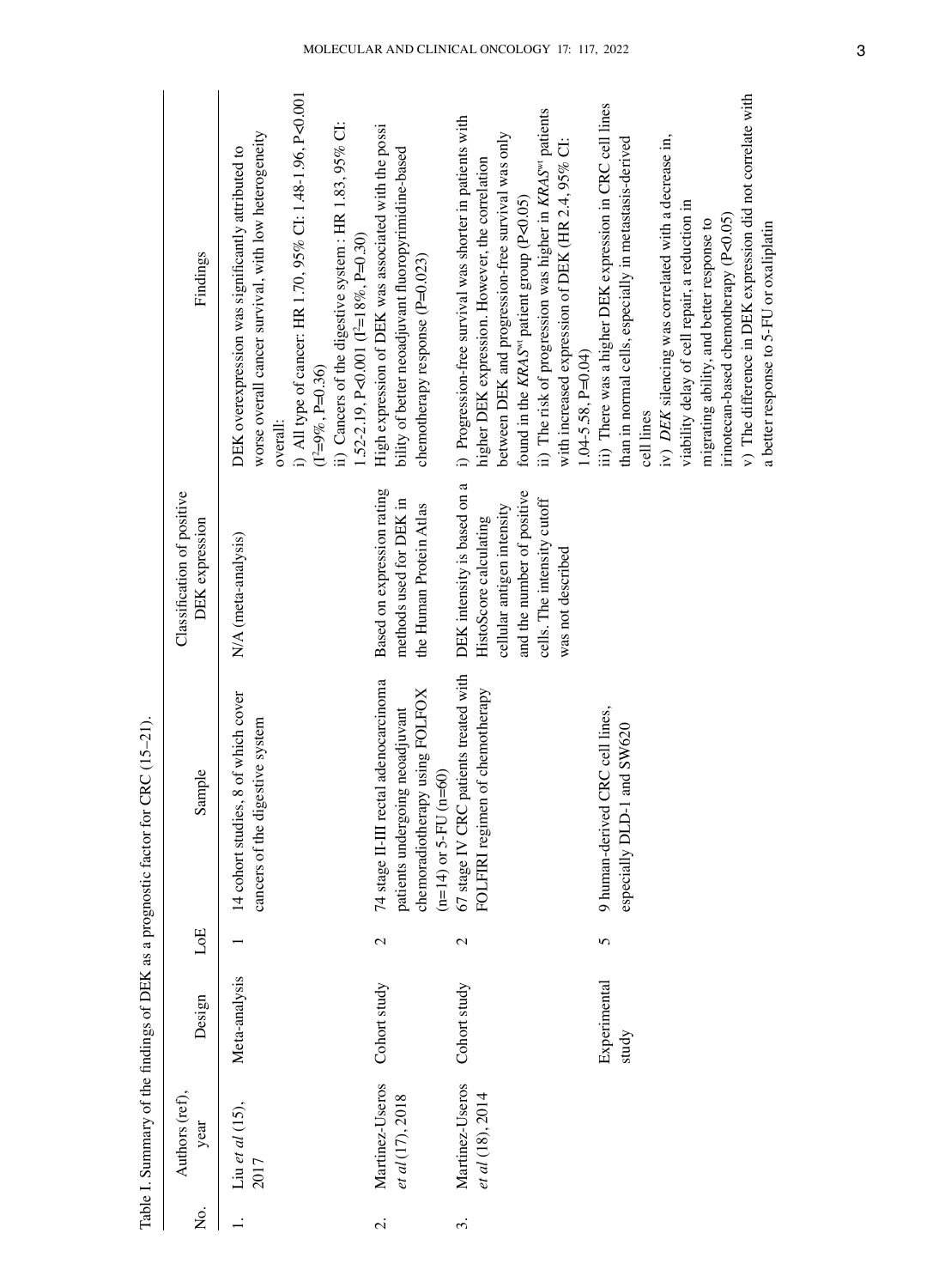Table I. Summary of the findings of DEK as a prognostic factor for CRC (15-21).

| No. | Authors (ref), year | Design | LoE | Sample | Classification of positive DEK expression | Findings |
|---|---|---|---|---|---|---|
| 1. | Liu *et al* (15), 2017 | Meta-analysis | 1 | 14 cohort studies, 8 of which cover cancers of the digestive system | N/A (meta-analysis) | DEK overexpression was significantly attributed to worse overall cancer survival, with low heterogeneity overall: i) All type of cancer: HR 1.70, 95% CI: 1.48-1.96, P<0.001 ($I^2$=9%, P=0.36) ii) Cancers of the digestive system : HR 1.83, 95% CI: 1.52-2.19, P<0.001 ($I^2$=18%, P=0.30) |
| 2. | Martinez-Useros *et al* (17), 2018 | Cohort study | 2 | 74 stage II-III rectal adenocarcinoma patients undergoing neoadjuvant chemoradiotherapy using FOLFOX (n=14) or 5-FU (n=60) | Based on expression rating methods used for DEK in the Human Protein Atlas | High expression of DEK was associated with the possibility of better neoadjuvant fluoropyrimidine-based chemotherapy response (P=0.023) |
| 3. | Martinez-Useros *et al* (18), 2014 | Cohort study | 2 | 67 stage IV CRC patients treated with FOLFIRI regimen of chemotherapy | DEK intensity is based on a HistoScore calculating cellular antigen intensity and the number of positive cells. The intensity cutoff was not described | i) Progression-free survival was shorter in patients with higher DEK expression. However, the correlation between DEK and progression-free survival was only found in the *KRAS*[wt] patient group (P<0.05) ii) The risk of progression was higher in *KRAS*[wt] patients with increased expression of DEK (HR 2.4, 95% CI: 1.04-5.58, P=0.04) |
| | | Experimental study | 5 | 9 human-derived CRC cell lines, especially DLD-1 and SW620 | | iii) There was a higher DEK expression in CRC cell lines than in normal cells, especially in metastasis-derived cell lines iv) *DEK* silencing was correlated with a decrease in, viability delay of cell repair, a reduction in migrating ability, and better response to irinotecan-based chemotherapy (P<0.05) v) The difference in DEK expression did not correlate with a better response to 5-FU or oxaliplatin |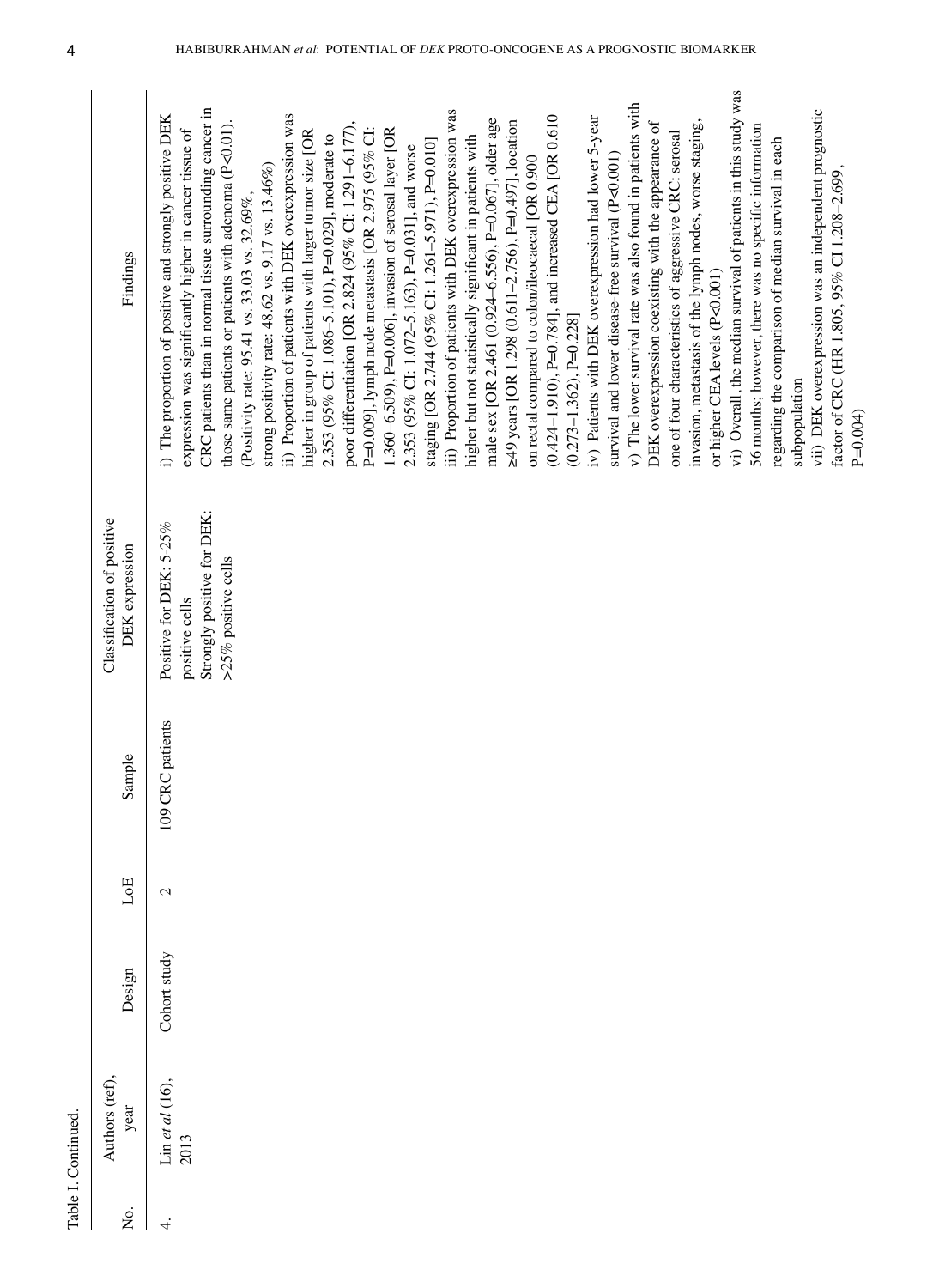Table I. Continued.

| No. | Authors (ref), year | Design | LoE | Sample | Classification of positive DEK expression | Findings |
|---|---|---|---|---|---|---|
| 4. | Lin *et al* (16), 2013 | Cohort study | 2 | 109 CRC patients | Positive for DEK: 5-25% positive cells<br>Strongly positive for DEK: >25% positive cells | i) The proportion of positive and strongly positive DEK expression was significantly higher in cancer tissue of CRC patients than in normal tissue surrounding cancer in those same patients or patients with adenoma (P<0.01). (Positivity rate: 95.41 vs. 33.03 vs. 32.69%, strong positivity rate: 48.62 vs. 9.17 vs. 13.46%)<br>ii) Proportion of patients with DEK overexpression was higher in group of patients with larger tumor size [OR 2.353 (95% CI: 1.086-5.101), P=0.029], moderate to poor differentiation [OR 2.824 (95% CI: 1.291-6.177), P=0.009], lymph node metastasis [OR 2.975 (95% CI: 1.360-6.509), P=0.006], invasion of serosal layer [OR 2.353 (95% CI: 1.072-5.163), P=0.031], and worse staging [OR 2.744 (95% CI: 1.261-5.971), P=0.010]<br>iii) Proportion of patients with DEK overexpression was higher but not statistically significant in patients with male sex [OR 2.461 (0.924-6.556), P=0.067], older age ≥49 years [OR 1.298 (0.611-2.756), P=0.497], location on rectal compared to colon/ileocaecal [OR 0.900 (0.424-1.910), P=0.784], and increased CEA [OR 0.610 (0.273-1.362), P=0.228]<br>iv) Patients with DEK overexpression had lower 5-year survival and lower disease-free survival (P<0.001)<br>v) The lower survival rate was also found in patients with DEK overexpression coexisting with the appearance of one of four characteristics of aggressive CRC: serosal invasion, metastasis of the lymph nodes, worse staging, or higher CEA levels (P<0.001)<br>vi) Overall, the median survival of patients in this study was 56 months; however, there was no specific information regarding the comparison of median survival in each subpopulation<br>vii) DEK overexpression was an independent prognostic factor of CRC (HR 1.805, 95% CI 1.208-2.699, P=0.004) |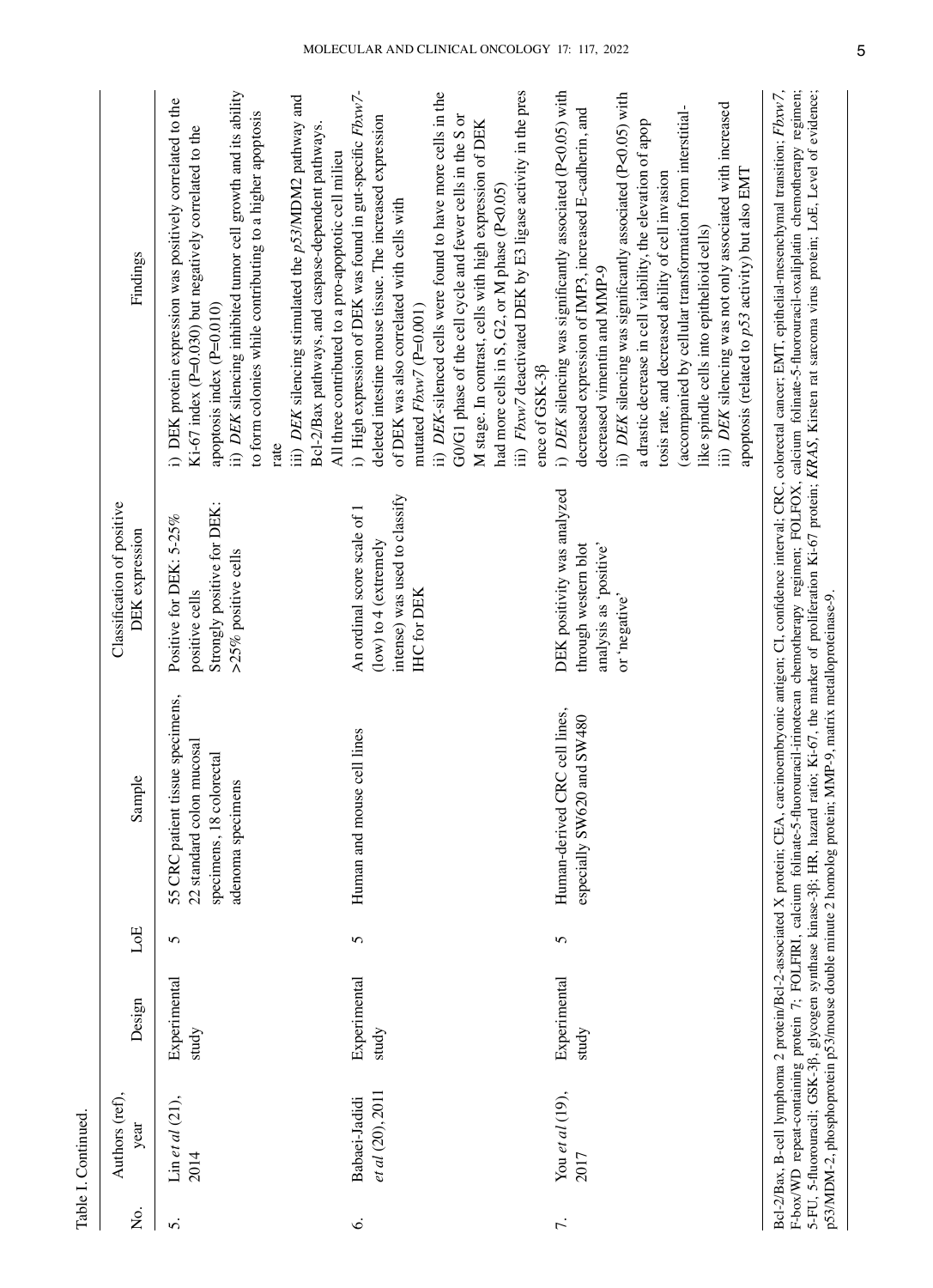Table I. Continued.

| No. | Authors (ref), year | Design | LoE | Sample | Classification of positive DEK expression | Findings |
|---|---|---|---|---|---|---|
| 5. | Lin *et al* (21), 2014 | Experimental study | 5 | 55 CRC patient tissue specimens, 22 standard colon mucosal specimens, 18 colorectal adenoma specimens | Positive for DEK: 5-25% positive cells<br>Strongly positive for DEK: >25% positive cells | i) DEK protein expression was positively correlated to the Ki-67 index (P=0.030) but negatively correlated to the apoptosis index (P=0.010)<br>ii) *DEK* silencing inhibited tumor cell growth and its ability to form colonies while contributing to a higher apoptosis rate<br>iii) *DEK* silencing stimulated the *p53*/MDM2 pathway and Bcl-2/Bax pathways, and caspase-dependent pathways. All three contributed to a pro-apoptotic cell milieu |
| 6. | Babaei-Jadidi *et al* (20), 2011 | Experimental study | 5 | Human and mouse cell lines | An ordinal score scale of 1 (low) to 4 (extremely intense) was used to classify IHC for DEK | i) High expression of DEK was found in gut-specific *Fbxw7*-deleted intestine mouse tissue. The increased expression of DEK was also correlated with cells with mutated *Fbxw7* (P=0.001)<br>ii) *DEK*-silenced cells were found to have more cells in the G0/G1 phase of the cell cycle and fewer cells in the S or M stage. In contrast, cells with high expression of DEK had more cells in S, G2, or M phase (P<0.05)<br>iii) *Fbxw7* deactivated DEK by E3 ligase activity in the presence of GSK-3β |
| 7. | You *et al* (19), 2017 | Experimental study | 5 | Human-derived CRC cell lines, especially SW620 and SW480 | DEK positivity was analyzed through western blot analysis as 'positive' or 'negative' | i) *DEK* silencing was significantly associated (P<0.05) with decreased expression of IMP3, increased E-cadherin, and decreased vimentin and MMP-9<br>ii) *DEK* silencing was significantly associated (P<0.05) with a drastic decrease in cell viability, the elevation of apoptosis rate, and decreased ability of cell invasion (accompanied by cellular transformation from interstitial-like spindle cells into epithelioid cells)<br>iii) *DEK* silencing was not only associated with increased apoptosis (related to *p53* activity) but also EMT |

Bcl-2/Bax, B-cell lymphoma 2 protein/Bcl-2-associated X protein; CEA, carcinoembryonic antigen; CI, confidence interval; CRC, colorectal cancer; EMT, epithelial-mesenchymal transition; *Fbxw7*, F-box/WD repeat-containing protein 7; FOLFIRI, calcium folinate-5-fluorouracil-irinotecan chemotherapy regimen; FOLFOX, calcium folinate-5-fluorouracil-oxaliplatin chemotherapy regimen; 5-FU, 5-fluorouracil; GSK-3β, glycogen synthase kinase-3β; HR, hazard ratio; Ki-67, the marker of proliferation Ki-67 protein; *KRAS*, Kirsten rat sarcoma virus protein; LoE, Level of evidence; p53/MDM-2, phosphoprotein p53/mouse double minute 2 homolog protein; MMP-9, matrix metalloproteinase-9.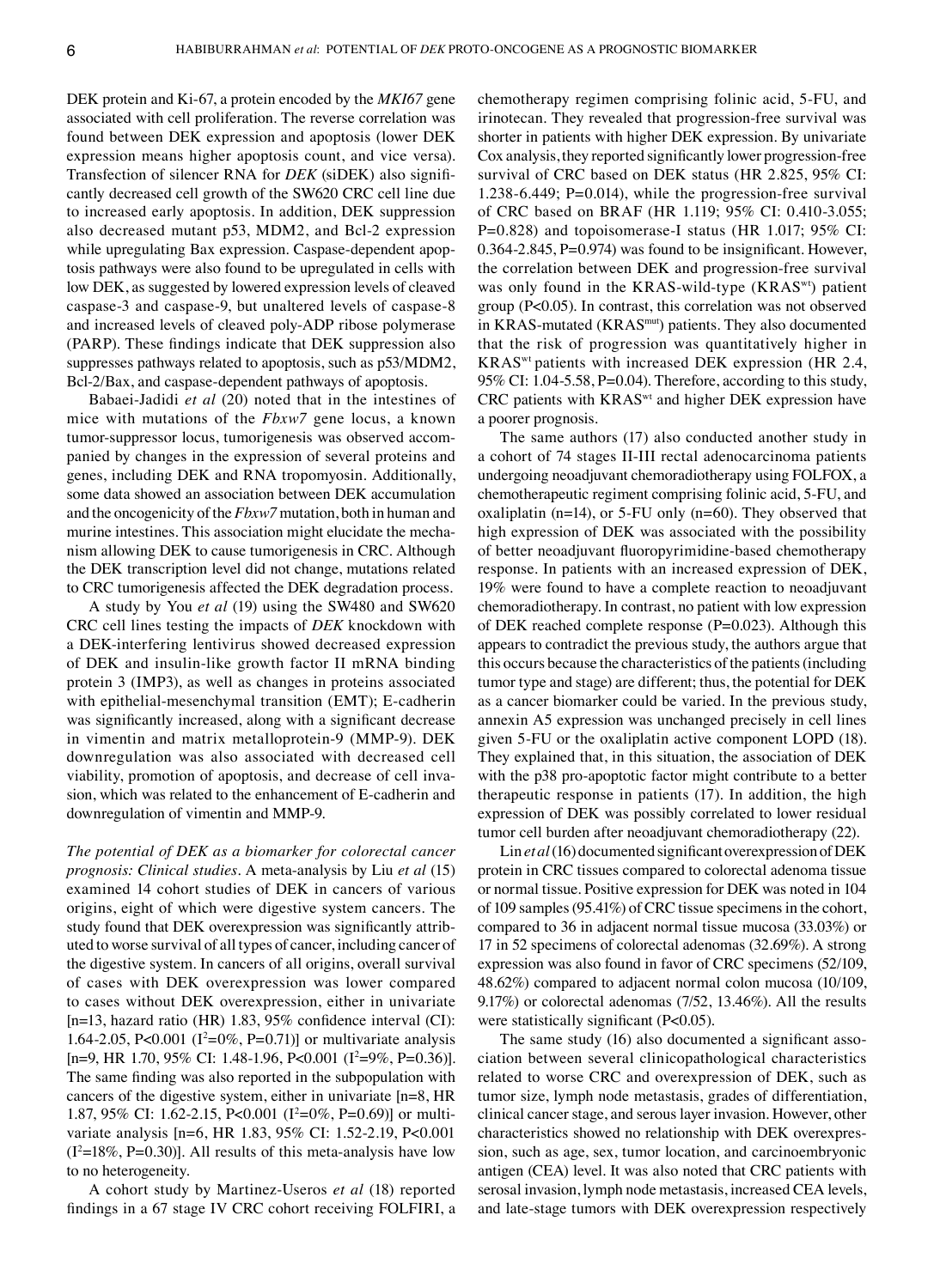DEK protein and Ki-67, a protein encoded by the *MKI67* gene associated with cell proliferation. The reverse correlation was found between DEK expression and apoptosis (lower DEK expression means higher apoptosis count, and vice versa). Transfection of silencer RNA for *DEK* (siDEK) also significantly decreased cell growth of the SW620 CRC cell line due to increased early apoptosis. In addition, DEK suppression also decreased mutant p53, MDM2, and Bcl-2 expression while upregulating Bax expression. Caspase-dependent apoptosis pathways were also found to be upregulated in cells with low DEK, as suggested by lowered expression levels of cleaved caspase-3 and caspase-9, but unaltered levels of caspase-8 and increased levels of cleaved poly-ADP ribose polymerase (PARP). These findings indicate that DEK suppression also suppresses pathways related to apoptosis, such as p53/MDM2, Bcl-2/Bax, and caspase-dependent pathways of apoptosis.

Babaei-Jadidi *et al* (20) noted that in the intestines of mice with mutations of the *Fbxw7* gene locus, a known tumor-suppressor locus, tumorigenesis was observed accompanied by changes in the expression of several proteins and genes, including DEK and RNA tropomyosin. Additionally, some data showed an association between DEK accumulation and the oncogenicity of the *Fbxw7* mutation, both in human and murine intestines. This association might elucidate the mechanism allowing DEK to cause tumorigenesis in CRC. Although the DEK transcription level did not change, mutations related to CRC tumorigenesis affected the DEK degradation process.

A study by You *et al* (19) using the SW480 and SW620 CRC cell lines testing the impacts of *DEK* knockdown with a DEK-interfering lentivirus showed decreased expression of DEK and insulin-like growth factor II mRNA binding protein 3 (IMP3), as well as changes in proteins associated with epithelial-mesenchymal transition (EMT); E-cadherin was significantly increased, along with a significant decrease in vimentin and matrix metalloprotein-9 (MMP-9). DEK downregulation was also associated with decreased cell viability, promotion of apoptosis, and decrease of cell invasion, which was related to the enhancement of E-cadherin and downregulation of vimentin and MMP-9.

*The potential of DEK as a biomarker for colorectal cancer prognosis: Clinical studies.* A meta-analysis by Liu *et al* (15) examined 14 cohort studies of DEK in cancers of various origins, eight of which were digestive system cancers. The study found that DEK overexpression was significantly attributed to worse survival of all types of cancer, including cancer of the digestive system. In cancers of all origins, overall survival of cases with DEK overexpression was lower compared to cases without DEK overexpression, either in univariate [n=13, hazard ratio (HR) 1.83, 95% confidence interval (CI): 1.64-2.05, P<0.001 ($I^2$=0%, P=0.71)] or multivariate analysis [n=9, HR 1.70, 95% CI: 1.48-1.96, P<0.001 ($I^2$=9%, P=0.36)]. The same finding was also reported in the subpopulation with cancers of the digestive system, either in univariate [n=8, HR 1.87, 95% CI: 1.62-2.15, P<0.001 ($I^2$=0%, P=0.69)] or multivariate analysis [n=6, HR 1.83, 95% CI: 1.52-2.19, P<0.001 ($I^2$=18%, P=0.30)]. All results of this meta-analysis have low to no heterogeneity.

A cohort study by Martinez-Useros *et al* (18) reported findings in a 67 stage IV CRC cohort receiving FOLFIRI, a chemotherapy regimen comprising folinic acid, 5-FU, and irinotecan. They revealed that progression-free survival was shorter in patients with higher DEK expression. By univariate Cox analysis, they reported significantly lower progression-free survival of CRC based on DEK status (HR 2.825, 95% CI: 1.238-6.449; P=0.014), while the progression-free survival of CRC based on BRAF (HR 1.119; 95% CI: 0.410-3.055; P=0.828) and topoisomerase-I status (HR 1.017; 95% CI: 0.364-2.845, P=0.974) was found to be insignificant. However, the correlation between DEK and progression-free survival was only found in the KRAS-wild-type ($KRAS^{wt}$) patient group (P<0.05). In contrast, this correlation was not observed in KRAS-mutated ($KRAS^{mut}$) patients. They also documented that the risk of progression was quantitatively higher in $KRAS^{wt}$ patients with increased DEK expression (HR 2.4, 95% CI: 1.04-5.58, P=0.04). Therefore, according to this study, CRC patients with $KRAS^{wt}$ and higher DEK expression have a poorer prognosis.

The same authors (17) also conducted another study in a cohort of 74 stages II-III rectal adenocarcinoma patients undergoing neoadjuvant chemoradiotherapy using FOLFOX, a chemotherapeutic regiment comprising folinic acid, 5-FU, and oxaliplatin (n=14), or 5-FU only (n=60). They observed that high expression of DEK was associated with the possibility of better neoadjuvant fluoropyrimidine-based chemotherapy response. In patients with an increased expression of DEK, 19% were found to have a complete reaction to neoadjuvant chemoradiotherapy. In contrast, no patient with low expression of DEK reached complete response (P=0.023). Although this appears to contradict the previous study, the authors argue that this occurs because the characteristics of the patients (including tumor type and stage) are different; thus, the potential for DEK as a cancer biomarker could be varied. In the previous study, annexin A5 expression was unchanged precisely in cell lines given 5-FU or the oxaliplatin active component LOPD (18). They explained that, in this situation, the association of DEK with the p38 pro-apoptotic factor might contribute to a better therapeutic response in patients (17). In addition, the high expression of DEK was possibly correlated to lower residual tumor cell burden after neoadjuvant chemoradiotherapy (22).

Lin *et al* (16) documented significant overexpression of DEK protein in CRC tissues compared to colorectal adenoma tissue or normal tissue. Positive expression for DEK was noted in 104 of 109 samples (95.41%) of CRC tissue specimens in the cohort, compared to 36 in adjacent normal tissue mucosa (33.03%) or 17 in 52 specimens of colorectal adenomas (32.69%). A strong expression was also found in favor of CRC specimens (52/109, 48.62%) compared to adjacent normal colon mucosa (10/109, 9.17%) or colorectal adenomas (7/52, 13.46%). All the results were statistically significant (P<0.05).

The same study (16) also documented a significant association between several clinicopathological characteristics related to worse CRC and overexpression of DEK, such as tumor size, lymph node metastasis, grades of differentiation, clinical cancer stage, and serous layer invasion. However, other characteristics showed no relationship with DEK overexpression, such as age, sex, tumor location, and carcinoembryonic antigen (CEA) level. It was also noted that CRC patients with serosal invasion, lymph node metastasis, increased CEA levels, and late-stage tumors with DEK overexpression respectively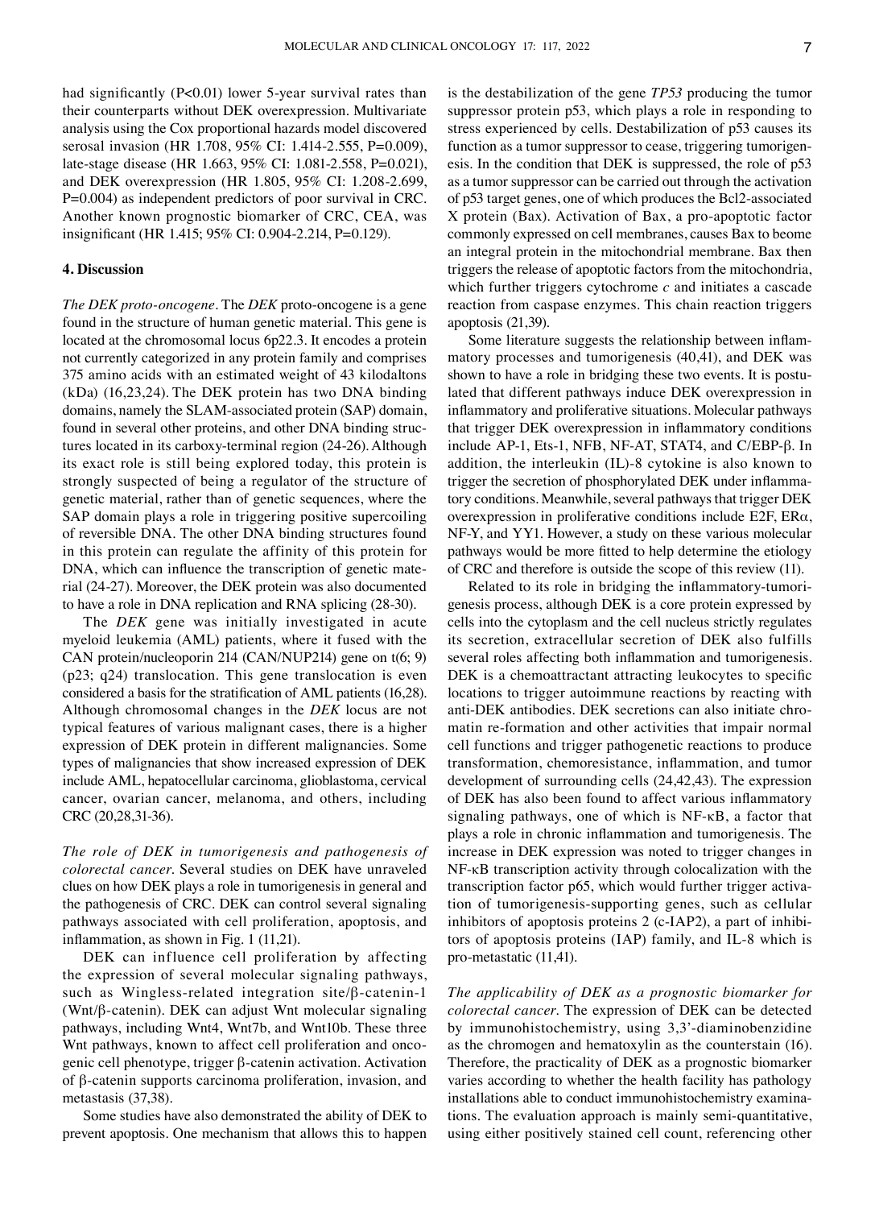had significantly (P<0.01) lower 5-year survival rates than their counterparts without DEK overexpression. Multivariate analysis using the Cox proportional hazards model discovered serosal invasion (HR 1.708, 95% CI: 1.414-2.555, P=0.009), late-stage disease (HR 1.663, 95% CI: 1.081-2.558, P=0.021), and DEK overexpression (HR 1.805, 95% CI: 1.208-2.699, P=0.004) as independent predictors of poor survival in CRC. Another known prognostic biomarker of CRC, CEA, was insignificant (HR 1.415; 95% CI: 0.904-2.214, P=0.129).

## 4. Discussion

*The DEK proto-oncogene.* The *DEK* proto-oncogene is a gene found in the structure of human genetic material. This gene is located at the chromosomal locus 6p22.3. It encodes a protein not currently categorized in any protein family and comprises 375 amino acids with an estimated weight of 43 kilodaltons (kDa) (16,23,24). The DEK protein has two DNA binding domains, namely the SLAM-associated protein (SAP) domain, found in several other proteins, and other DNA binding structures located in its carboxy-terminal region (24-26). Although its exact role is still being explored today, this protein is strongly suspected of being a regulator of the structure of genetic material, rather than of genetic sequences, where the SAP domain plays a role in triggering positive supercoiling of reversible DNA. The other DNA binding structures found in this protein can regulate the affinity of this protein for DNA, which can influence the transcription of genetic material (24-27). Moreover, the DEK protein was also documented to have a role in DNA replication and RNA splicing (28-30).

The *DEK* gene was initially investigated in acute myeloid leukemia (AML) patients, where it fused with the CAN protein/nucleoporin 214 (CAN/NUP214) gene on t(6; 9) (p23; q24) translocation. This gene translocation is even considered a basis for the stratification of AML patients (16,28). Although chromosomal changes in the *DEK* locus are not typical features of various malignant cases, there is a higher expression of DEK protein in different malignancies. Some types of malignancies that show increased expression of DEK include AML, hepatocellular carcinoma, glioblastoma, cervical cancer, ovarian cancer, melanoma, and others, including CRC (20,28,31-36).

*The role of DEK in tumorigenesis and pathogenesis of colorectal cancer.* Several studies on DEK have unraveled clues on how DEK plays a role in tumorigenesis in general and the pathogenesis of CRC. DEK can control several signaling pathways associated with cell proliferation, apoptosis, and inflammation, as shown in Fig. 1 (11,21).

DEK can influence cell proliferation by affecting the expression of several molecular signaling pathways, such as Wingless-related integration site/β-catenin-1 (Wnt/β-catenin). DEK can adjust Wnt molecular signaling pathways, including Wnt4, Wnt7b, and Wnt10b. These three Wnt pathways, known to affect cell proliferation and oncogenic cell phenotype, trigger β-catenin activation. Activation of β-catenin supports carcinoma proliferation, invasion, and metastasis (37,38).

Some studies have also demonstrated the ability of DEK to prevent apoptosis. One mechanism that allows this to happen is the destabilization of the gene *TP53* producing the tumor suppressor protein p53, which plays a role in responding to stress experienced by cells. Destabilization of p53 causes its function as a tumor suppressor to cease, triggering tumorigenesis. In the condition that DEK is suppressed, the role of p53 as a tumor suppressor can be carried out through the activation of p53 target genes, one of which produces the Bcl2-associated X protein (Bax). Activation of Bax, a pro-apoptotic factor commonly expressed on cell membranes, causes Bax to beome an integral protein in the mitochondrial membrane. Bax then triggers the release of apoptotic factors from the mitochondria, which further triggers cytochrome *c* and initiates a cascade reaction from caspase enzymes. This chain reaction triggers apoptosis (21,39).

Some literature suggests the relationship between inflammatory processes and tumorigenesis (40,41), and DEK was shown to have a role in bridging these two events. It is postulated that different pathways induce DEK overexpression in inflammatory and proliferative situations. Molecular pathways that trigger DEK overexpression in inflammatory conditions include AP-1, Ets-1, NFB, NF-AT, STAT4, and C/EBP-β. In addition, the interleukin (IL)-8 cytokine is also known to trigger the secretion of phosphorylated DEK under inflammatory conditions. Meanwhile, several pathways that trigger DEK overexpression in proliferative conditions include E2F, ERα, NF-Y, and YY1. However, a study on these various molecular pathways would be more fitted to help determine the etiology of CRC and therefore is outside the scope of this review (11).

Related to its role in bridging the inflammatory-tumorigenesis process, although DEK is a core protein expressed by cells into the cytoplasm and the cell nucleus strictly regulates its secretion, extracellular secretion of DEK also fulfills several roles affecting both inflammation and tumorigenesis. DEK is a chemoattractant attracting leukocytes to specific locations to trigger autoimmune reactions by reacting with anti-DEK antibodies. DEK secretions can also initiate chromatin re-formation and other activities that impair normal cell functions and trigger pathogenetic reactions to produce transformation, chemoresistance, inflammation, and tumor development of surrounding cells (24,42,43). The expression of DEK has also been found to affect various inflammatory signaling pathways, one of which is NF-κB, a factor that plays a role in chronic inflammation and tumorigenesis. The increase in DEK expression was noted to trigger changes in NF-κB transcription activity through colocalization with the transcription factor p65, which would further trigger activation of tumorigenesis-supporting genes, such as cellular inhibitors of apoptosis proteins 2 (c-IAP2), a part of inhibitors of apoptosis proteins (IAP) family, and IL-8 which is pro-metastatic (11,41).

*The applicability of DEK as a prognostic biomarker for colorectal cancer.* The expression of DEK can be detected by immunohistochemistry, using 3,3'-diaminobenzidine as the chromogen and hematoxylin as the counterstain (16). Therefore, the practicality of DEK as a prognostic biomarker varies according to whether the health facility has pathology installations able to conduct immunohistochemistry examinations. The evaluation approach is mainly semi-quantitative, using either positively stained cell count, referencing other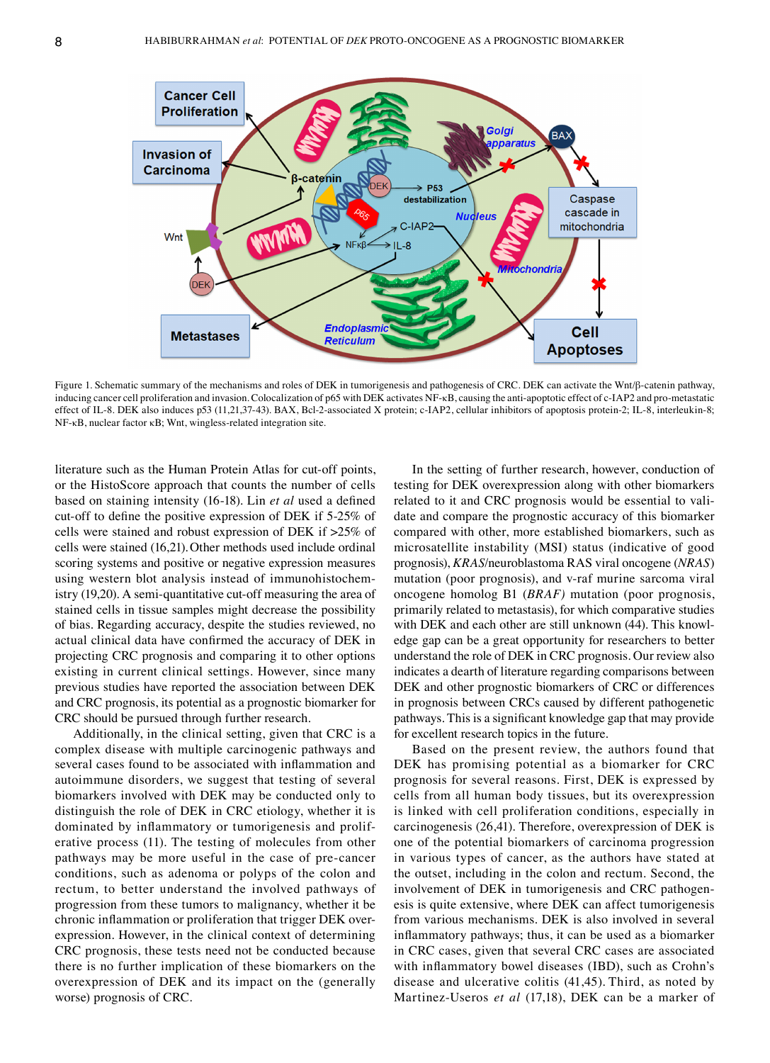Figure 1. Schematic summary of the mechanisms and roles of DEK in tumorigenesis and pathogenesis of CRC. DEK can activate the Wnt/β-catenin pathway, inducing cancer cell proliferation and invasion. Colocalization of p65 with DEK activates NF-κB, causing the anti-apoptotic effect of c-IAP2 and pro-metastatic effect of IL-8. DEK also induces p53 (11,21,37-43). BAX, Bcl-2-associated X protein; c-IAP2, cellular inhibitors of apoptosis protein-2; IL-8, interleukin-8; NF-κB, nuclear factor κB; Wnt, wingless-related integration site.

literature such as the Human Protein Atlas for cut-off points, or the HistoScore approach that counts the number of cells based on staining intensity (16-18). Lin *et al* used a defined cut-off to define the positive expression of DEK if 5-25% of cells were stained and robust expression of DEK if >25% of cells were stained (16,21). Other methods used include ordinal scoring systems and positive or negative expression measures using western blot analysis instead of immunohistochemistry (19,20). A semi-quantitative cut-off measuring the area of stained cells in tissue samples might decrease the possibility of bias. Regarding accuracy, despite the studies reviewed, no actual clinical data have confirmed the accuracy of DEK in projecting CRC prognosis and comparing it to other options existing in current clinical settings. However, since many previous studies have reported the association between DEK and CRC prognosis, its potential as a prognostic biomarker for CRC should be pursued through further research.

Additionally, in the clinical setting, given that CRC is a complex disease with multiple carcinogenic pathways and several cases found to be associated with inflammation and autoimmune disorders, we suggest that testing of several biomarkers involved with DEK may be conducted only to distinguish the role of DEK in CRC etiology, whether it is dominated by inflammatory or tumorigenesis and proliferative process (11). The testing of molecules from other pathways may be more useful in the case of pre-cancer conditions, such as adenoma or polyps of the colon and rectum, to better understand the involved pathways of progression from these tumors to malignancy, whether it be chronic inflammation or proliferation that trigger DEK overexpression. However, in the clinical context of determining CRC prognosis, these tests need not be conducted because there is no further implication of these biomarkers on the overexpression of DEK and its impact on the (generally worse) prognosis of CRC.

In the setting of further research, however, conduction of testing for DEK overexpression along with other biomarkers related to it and CRC prognosis would be essential to validate and compare the prognostic accuracy of this biomarker compared with other, more established biomarkers, such as microsatellite instability (MSI) status (indicative of good prognosis), *KRAS*/neuroblastoma RAS viral oncogene (*NRAS*) mutation (poor prognosis), and v-raf murine sarcoma viral oncogene homolog B1 (*BRAF)* mutation (poor prognosis, primarily related to metastasis), for which comparative studies with DEK and each other are still unknown (44). This knowledge gap can be a great opportunity for researchers to better understand the role of DEK in CRC prognosis. Our review also indicates a dearth of literature regarding comparisons between DEK and other prognostic biomarkers of CRC or differences in prognosis between CRCs caused by different pathogenetic pathways. This is a significant knowledge gap that may provide for excellent research topics in the future.

Based on the present review, the authors found that DEK has promising potential as a biomarker for CRC prognosis for several reasons. First, DEK is expressed by cells from all human body tissues, but its overexpression is linked with cell proliferation conditions, especially in carcinogenesis (26,41). Therefore, overexpression of DEK is one of the potential biomarkers of carcinoma progression in various types of cancer, as the authors have stated at the outset, including in the colon and rectum. Second, the involvement of DEK in tumorigenesis and CRC pathogenesis is quite extensive, where DEK can affect tumorigenesis from various mechanisms. DEK is also involved in several inflammatory pathways; thus, it can be used as a biomarker in CRC cases, given that several CRC cases are associated with inflammatory bowel diseases (IBD), such as Crohn's disease and ulcerative colitis (41,45). Third, as noted by Martinez-Useros *et al* (17,18), DEK can be a marker of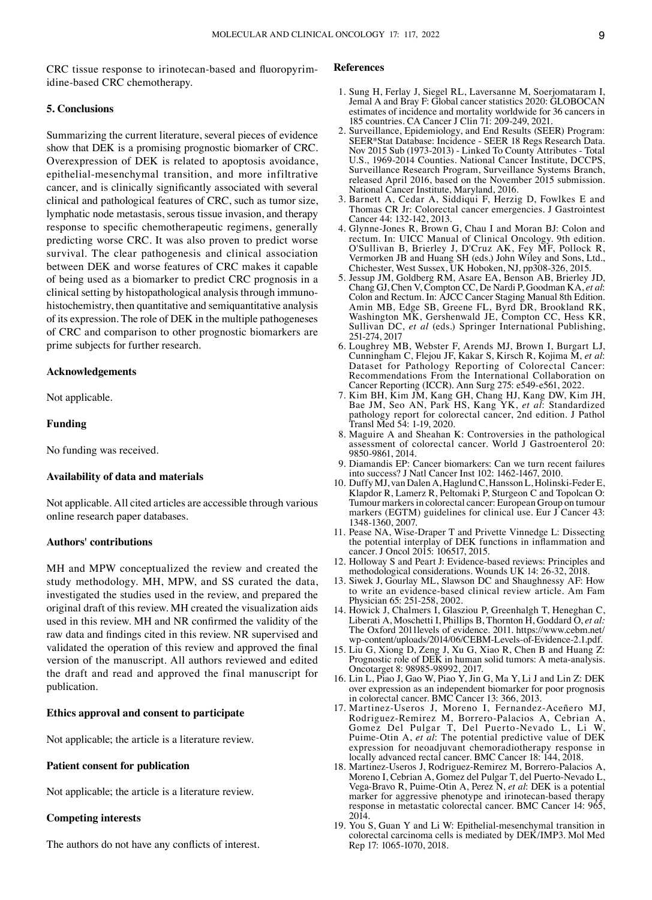CRC tissue response to irinotecan-based and fluoropyrimidine-based CRC chemotherapy.

## 5. Conclusions

Summarizing the current literature, several pieces of evidence show that DEK is a promising prognostic biomarker of CRC. Overexpression of DEK is related to apoptosis avoidance, epithelial-mesenchymal transition, and more infiltrative cancer, and is clinically significantly associated with several clinical and pathological features of CRC, such as tumor size, lymphatic node metastasis, serous tissue invasion, and therapy response to specific chemotherapeutic regimens, generally predicting worse CRC. It was also proven to predict worse survival. The clear pathogenesis and clinical association between DEK and worse features of CRC makes it capable of being used as a biomarker to predict CRC prognosis in a clinical setting by histopathological analysis through immunohistochemistry, then quantitative and semiquantitative analysis of its expression. The role of DEK in the multiple pathogeneses of CRC and comparison to other prognostic biomarkers are prime subjects for further research.

## Acknowledgements

Not applicable.

## Funding

No funding was received.

## Availability of data and materials

Not applicable. All cited articles are accessible through various online research paper databases.

## Authors' contributions

MH and MPW conceptualized the review and created the study methodology. MH, MPW, and SS curated the data, investigated the studies used in the review, and prepared the original draft of this review. MH created the visualization aids used in this review. MH and NR confirmed the validity of the raw data and findings cited in this review. NR supervised and validated the operation of this review and approved the final version of the manuscript. All authors reviewed and edited the draft and read and approved the final manuscript for publication.

## Ethics approval and consent to participate

Not applicable; the article is a literature review.

## Patient consent for publication

Not applicable; the article is a literature review.

## Competing interests

The authors do not have any conflicts of interest.

## References

1. Sung H, Ferlay J, Siegel RL, Laversanne M, Soerjomataram I, Jemal A and Bray F: Global cancer statistics 2020: GLOBOCAN estimates of incidence and mortality worldwide for 36 cancers in 185 countries. CA Cancer J Clin 71: 209-249, 2021.
2. Surveillance, Epidemiology, and End Results (SEER) Program: SEER*Stat Database: Incidence - SEER 18 Regs Research Data. Nov 2015 Sub (1973-2013) - Linked To County Attributes - Total U.S., 1969-2014 Counties. National Cancer Institute, DCCPS, Surveillance Research Program, Surveillance Systems Branch, released April 2016, based on the November 2015 submission. National Cancer Institute, Maryland, 2016.
3. Barnett A, Cedar A, Siddiqui F, Herzig D, Fowlkes E and Thomas CR Jr: Colorectal cancer emergencies. J Gastrointest Cancer 44: 132-142, 2013.
4. Glynne-Jones R, Brown G, Chau I and Moran BJ: Colon and rectum. In: UICC Manual of Clinical Oncology. 9th edition. O'Sullivan B, Brierley J, D'Cruz AK, Fey MF, Pollock R, Vermorken JB and Huang SH (eds.) John Wiley and Sons, Ltd., Chichester, West Sussex, UK Hoboken, NJ, pp308-326, 2015.
5. Jessup JM, Goldberg RM, Asare EA, Benson AB, Brierley JD, Chang GJ, Chen V, Compton CC, De Nardi P, Goodman KA, *et al*: Colon and Rectum. In: AJCC Cancer Staging Manual 8th Edition. Amin MB, Edge SB, Greene FL, Byrd DR, Brookland RK, Washington MK, Gershenwald JE, Compton CC, Hess KR, Sullivan DC, *et al* (eds.) Springer International Publishing, 251-274, 2017
6. Loughrey MB, Webster F, Arends MJ, Brown I, Burgart LJ, Cunningham C, Flejou JF, Kakar S, Kirsch R, Kojima M, *et al*: Dataset for Pathology Reporting of Colorectal Cancer: Recommendations From the International Collaboration on Cancer Reporting (ICCR). Ann Surg 275: e549-e561, 2022.
7. Kim BH, Kim JM, Kang GH, Chang HJ, Kang DW, Kim JH, Bae JM, Seo AN, Park HS, Kang YK, *et al*: Standardized pathology report for colorectal cancer, 2nd edition. J Pathol Transl Med 54: 1-19, 2020.
8. Maguire A and Sheahan K: Controversies in the pathological assessment of colorectal cancer. World J Gastroenterol 20: 9850-9861, 2014.
9. Diamandis EP: Cancer biomarkers: Can we turn recent failures into success? J Natl Cancer Inst 102: 1462-1467, 2010.
10. Duffy MJ, van Dalen A, Haglund C, Hansson L, Holinski-Feder E, Klapdor R, Lamerz R, Peltomaki P, Sturgeon C and Topolcan O: Tumour markers in colorectal cancer: European Group on tumour markers (EGTM) guidelines for clinical use. Eur J Cancer 43: 1348-1360, 2007.
11. Pease NA, Wise-Draper T and Privette Vinnedge L: Dissecting the potential interplay of DEK functions in inflammation and cancer. J Oncol 2015: 106517, 2015.
12. Holloway S and Peart J: Evidence-based reviews: Principles and methodological considerations. Wounds UK 14: 26-32, 2018.
13. Siwek J, Gourlay ML, Slawson DC and Shaughnessy AF: How to write an evidence-based clinical review article. Am Fam Physician 65: 251-258, 2002.
14. Howick J, Chalmers I, Glasziou P, Greenhalgh T, Heneghan C, Liberati A, Moschetti I, Phillips B, Thornton H, Goddard O, *et al:* The Oxford 2011levels of evidence. 2011. https://www.cebm.net/wp-content/uploads/2014/06/CEBM-Levels-of-Evidence-2.1.pdf.
15. Liu G, Xiong D, Zeng J, Xu G, Xiao R, Chen B and Huang Z: Prognostic role of DEK in human solid tumors: A meta-analysis. Oncotarget 8: 98985-98992, 2017.
16. Lin L, Piao J, Gao W, Piao Y, Jin G, Ma Y, Li J and Lin Z: DEK over expression as an independent biomarker for poor prognosis in colorectal cancer. BMC Cancer 13: 366, 2013.
17. Martinez-Useros J, Moreno I, Fernandez-Aceñero MJ, Rodriguez-Remirez M, Borrero-Palacios A, Cebrian A, Gomez Del Pulgar T, Del Puerto-Nevado L, Li W, Puime-Otin A, *et al*: The potential predictive value of DEK expression for neoadjuvant chemoradiotherapy response in locally advanced rectal cancer. BMC Cancer 18: 144, 2018.
18. Martinez-Useros J, Rodriguez-Remirez M, Borrero-Palacios A, Moreno I, Cebrian A, Gomez del Pulgar T, del Puerto-Nevado L, Vega-Bravo R, Puime-Otin A, Perez N, *et al*: DEK is a potential marker for aggressive phenotype and irinotecan-based therapy response in metastatic colorectal cancer. BMC Cancer 14: 965, 2014.
19. You S, Guan Y and Li W: Epithelial-mesenchymal transition in colorectal carcinoma cells is mediated by DEK/IMP3. Mol Med Rep 17: 1065-1070, 2018.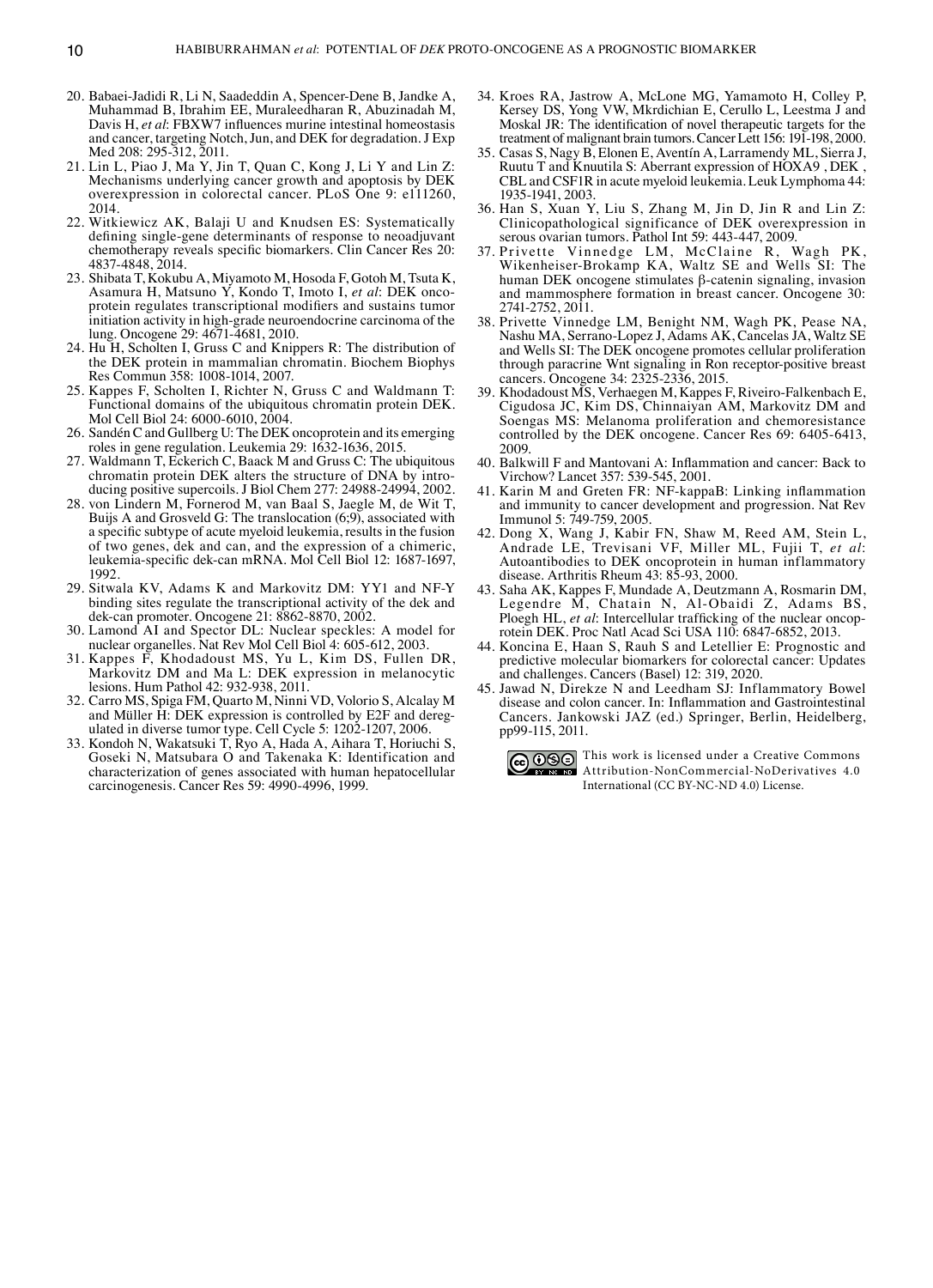20. Babaei-Jadidi R, Li N, Saadeddin A, Spencer-Dene B, Jandke A, Muhammad B, Ibrahim EE, Muraleedharan R, Abuzinadah M, Davis H, *et al*: FBXW7 influences murine intestinal homeostasis and cancer, targeting Notch, Jun, and DEK for degradation. J Exp Med 208: 295-312, 2011.
21. Lin L, Piao J, Ma Y, Jin T, Quan C, Kong J, Li Y and Lin Z: Mechanisms underlying cancer growth and apoptosis by DEK overexpression in colorectal cancer. PLoS One 9: e111260, 2014.
22. Witkiewicz AK, Balaji U and Knudsen ES: Systematically defining single-gene determinants of response to neoadjuvant chemotherapy reveals specific biomarkers. Clin Cancer Res 20: 4837-4848, 2014.
23. Shibata T, Kokubu A, Miyamoto M, Hosoda F, Gotoh M, Tsuta K, Asamura H, Matsuno Y, Kondo T, Imoto I, *et al*: DEK oncoprotein regulates transcriptional modifiers and sustains tumor initiation activity in high-grade neuroendocrine carcinoma of the lung. Oncogene 29: 4671-4681, 2010.
24. Hu H, Scholten I, Gruss C and Knippers R: The distribution of the DEK protein in mammalian chromatin. Biochem Biophys Res Commun 358: 1008-1014, 2007.
25. Kappes F, Scholten I, Richter N, Gruss C and Waldmann T: Functional domains of the ubiquitous chromatin protein DEK. Mol Cell Biol 24: 6000-6010, 2004.
26. Sandén C and Gullberg U: The DEK oncoprotein and its emerging roles in gene regulation. Leukemia 29: 1632-1636, 2015.
27. Waldmann T, Eckerich C, Baack M and Gruss C: The ubiquitous chromatin protein DEK alters the structure of DNA by introducing positive supercoils. J Biol Chem 277: 24988-24994, 2002.
28. von Lindern M, Fornerod M, van Baal S, Jaegle M, de Wit T, Buijs A and Grosveld G: The translocation (6;9), associated with a specific subtype of acute myeloid leukemia, results in the fusion of two genes, dek and can, and the expression of a chimeric, leukemia-specific dek-can mRNA. Mol Cell Biol 12: 1687-1697, 1992.
29. Sitwala KV, Adams K and Markovitz DM: YY1 and NF-Y binding sites regulate the transcriptional activity of the dek and dek-can promoter. Oncogene 21: 8862-8870, 2002.
30. Lamond AI and Spector DL: Nuclear speckles: A model for nuclear organelles. Nat Rev Mol Cell Biol 4: 605-612, 2003.
31. Kappes F, Khodadoust MS, Yu L, Kim DS, Fullen DR, Markovitz DM and Ma L: DEK expression in melanocytic lesions. Hum Pathol 42: 932-938, 2011.
32. Carro MS, Spiga FM, Quarto M, Ninni VD, Volorio S, Alcalay M and Müller H: DEK expression is controlled by E2F and deregulated in diverse tumor type. Cell Cycle 5: 1202-1207, 2006.
33. Kondoh N, Wakatsuki T, Ryo A, Hada A, Aihara T, Horiuchi S, Goseki N, Matsubara O and Takenaka K: Identification and characterization of genes associated with human hepatocellular carcinogenesis. Cancer Res 59: 4990-4996, 1999.
34. Kroes RA, Jastrow A, McLone MG, Yamamoto H, Colley P, Kersey DS, Yong VW, Mkrdichian E, Cerullo L, Leestma J and Moskal JR: The identification of novel therapeutic targets for the treatment of malignant brain tumors. Cancer Lett 156: 191-198, 2000.
35. Casas S, Nagy B, Elonen E, Aventín A, Larramendy ML, Sierra J, Ruutu T and Knuutila S: Aberrant expression of HOXA9 , DEK , CBL and CSF1R in acute myeloid leukemia. Leuk Lymphoma 44: 1935-1941, 2003.
36. Han S, Xuan Y, Liu S, Zhang M, Jin D, Jin R and Lin Z: Clinicopathological significance of DEK overexpression in serous ovarian tumors. Pathol Int 59: 443-447, 2009.
37. Privette Vinnedge LM, McClaine R, Wagh PK, Wikenheiser-Brokamp KA, Waltz SE and Wells SI: The human DEK oncogene stimulates β-catenin signaling, invasion and mammosphere formation in breast cancer. Oncogene 30: 2741-2752, 2011.
38. Privette Vinnedge LM, Benight NM, Wagh PK, Pease NA, Nashu MA, Serrano-Lopez J, Adams AK, Cancelas JA, Waltz SE and Wells SI: The DEK oncogene promotes cellular proliferation through paracrine Wnt signaling in Ron receptor-positive breast cancers. Oncogene 34: 2325-2336, 2015.
39. Khodadoust MS, Verhaegen M, Kappes F, Riveiro-Falkenbach E, Cigudosa JC, Kim DS, Chinnaiyan AM, Markovitz DM and Soengas MS: Melanoma proliferation and chemoresistance controlled by the DEK oncogene. Cancer Res 69: 6405-6413, 2009.
40. Balkwill F and Mantovani A: Inflammation and cancer: Back to Virchow? Lancet 357: 539-545, 2001.
41. Karin M and Greten FR: NF-kappaB: Linking inflammation and immunity to cancer development and progression. Nat Rev Immunol 5: 749-759, 2005.
42. Dong X, Wang J, Kabir FN, Shaw M, Reed AM, Stein L, Andrade LE, Trevisani VF, Miller ML, Fujii T, *et al*: Autoantibodies to DEK oncoprotein in human inflammatory disease. Arthritis Rheum 43: 85-93, 2000.
43. Saha AK, Kappes F, Mundade A, Deutzmann A, Rosmarin DM, Legendre M, Chatain N, Al-Obaidi Z, Adams BS, Ploegh HL, *et al*: Intercellular trafficking of the nuclear oncoprotein DEK. Proc Natl Acad Sci USA 110: 6847-6852, 2013.
44. Koncina E, Haan S, Rauh S and Letellier E: Prognostic and predictive molecular biomarkers for colorectal cancer: Updates and challenges. Cancers (Basel) 12: 319, 2020.
45. Jawad N, Direkze N and Leedham SJ: Inflammatory Bowel disease and colon cancer. In: Inflammation and Gastrointestinal Cancers. Jankowski JAZ (ed.) Springer, Berlin, Heidelberg, pp99-115, 2011.

This work is licensed under a Creative Commons Attribution-NonCommercial-NoDerivatives 4.0 International (CC BY-NC-ND 4.0) License.